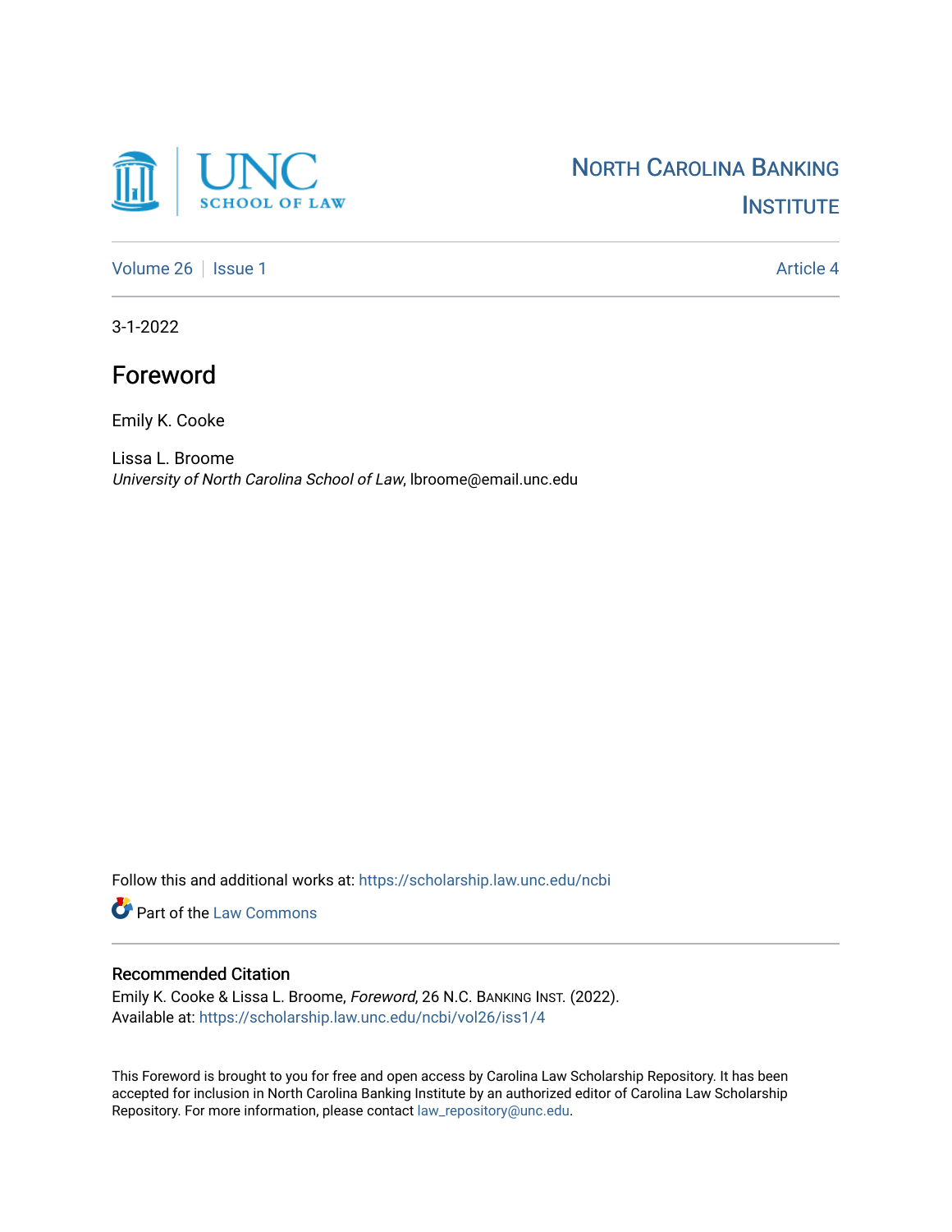North Carolina Banking Institute

Volume 26 | Issue 1 — Article 4

3-1-2022

# Foreword

Emily K. Cooke

Lissa L. Broome
*University of North Carolina School of Law*, lbroome@email.unc.edu

Follow this and additional works at: https://scholarship.law.unc.edu/ncbi

Part of the Law Commons

## Recommended Citation

Emily K. Cooke & Lissa L. Broome, *Foreword*, 26 N.C. Banking Inst. (2022).
Available at: https://scholarship.law.unc.edu/ncbi/vol26/iss1/4

This Foreword is brought to you for free and open access by Carolina Law Scholarship Repository. It has been accepted for inclusion in North Carolina Banking Institute by an authorized editor of Carolina Law Scholarship Repository. For more information, please contact law_repository@unc.edu.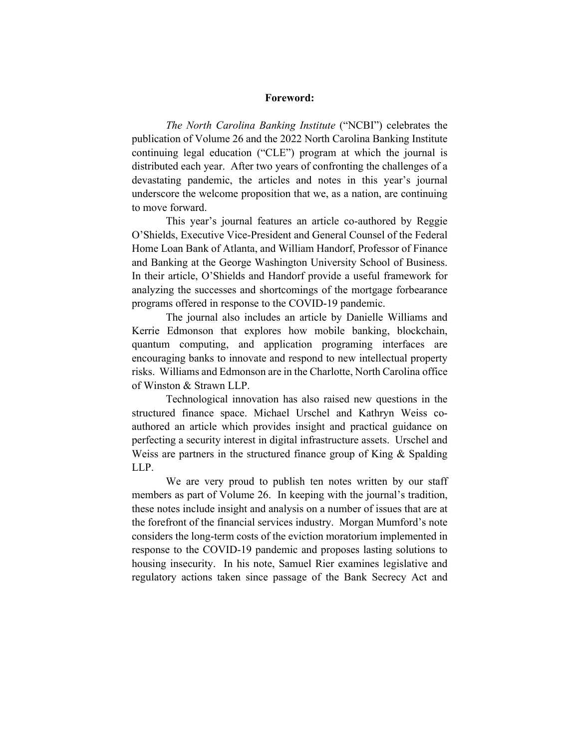# Foreword:

*The North Carolina Banking Institute* ("NCBI") celebrates the publication of Volume 26 and the 2022 North Carolina Banking Institute continuing legal education ("CLE") program at which the journal is distributed each year. After two years of confronting the challenges of a devastating pandemic, the articles and notes in this year's journal underscore the welcome proposition that we, as a nation, are continuing to move forward.

This year's journal features an article co-authored by Reggie O'Shields, Executive Vice-President and General Counsel of the Federal Home Loan Bank of Atlanta, and William Handorf, Professor of Finance and Banking at the George Washington University School of Business. In their article, O'Shields and Handorf provide a useful framework for analyzing the successes and shortcomings of the mortgage forbearance programs offered in response to the COVID-19 pandemic.

The journal also includes an article by Danielle Williams and Kerrie Edmonson that explores how mobile banking, blockchain, quantum computing, and application programing interfaces are encouraging banks to innovate and respond to new intellectual property risks. Williams and Edmonson are in the Charlotte, North Carolina office of Winston & Strawn LLP.

Technological innovation has also raised new questions in the structured finance space. Michael Urschel and Kathryn Weiss co-authored an article which provides insight and practical guidance on perfecting a security interest in digital infrastructure assets. Urschel and Weiss are partners in the structured finance group of King & Spalding LLP.

We are very proud to publish ten notes written by our staff members as part of Volume 26. In keeping with the journal's tradition, these notes include insight and analysis on a number of issues that are at the forefront of the financial services industry. Morgan Mumford's note considers the long-term costs of the eviction moratorium implemented in response to the COVID-19 pandemic and proposes lasting solutions to housing insecurity. In his note, Samuel Rier examines legislative and regulatory actions taken since passage of the Bank Secrecy Act and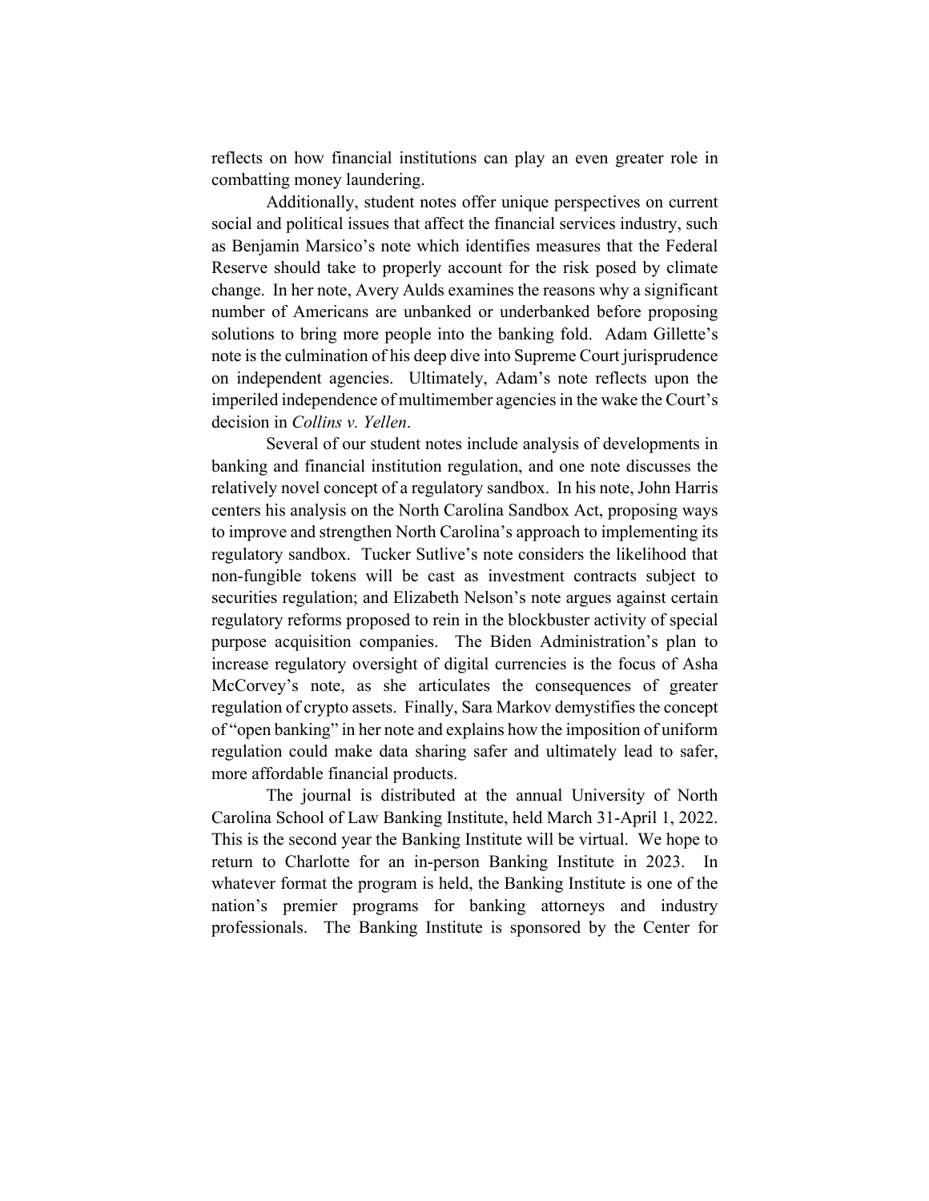reflects on how financial institutions can play an even greater role in combatting money laundering.

Additionally, student notes offer unique perspectives on current social and political issues that affect the financial services industry, such as Benjamin Marsico's note which identifies measures that the Federal Reserve should take to properly account for the risk posed by climate change. In her note, Avery Aulds examines the reasons why a significant number of Americans are unbanked or underbanked before proposing solutions to bring more people into the banking fold. Adam Gillette's note is the culmination of his deep dive into Supreme Court jurisprudence on independent agencies. Ultimately, Adam's note reflects upon the imperiled independence of multimember agencies in the wake the Court's decision in *Collins v. Yellen*.

Several of our student notes include analysis of developments in banking and financial institution regulation, and one note discusses the relatively novel concept of a regulatory sandbox. In his note, John Harris centers his analysis on the North Carolina Sandbox Act, proposing ways to improve and strengthen North Carolina's approach to implementing its regulatory sandbox. Tucker Sutlive's note considers the likelihood that non-fungible tokens will be cast as investment contracts subject to securities regulation; and Elizabeth Nelson's note argues against certain regulatory reforms proposed to rein in the blockbuster activity of special purpose acquisition companies. The Biden Administration's plan to increase regulatory oversight of digital currencies is the focus of Asha McCorvey's note, as she articulates the consequences of greater regulation of crypto assets. Finally, Sara Markov demystifies the concept of "open banking" in her note and explains how the imposition of uniform regulation could make data sharing safer and ultimately lead to safer, more affordable financial products.

The journal is distributed at the annual University of North Carolina School of Law Banking Institute, held March 31-April 1, 2022. This is the second year the Banking Institute will be virtual. We hope to return to Charlotte for an in-person Banking Institute in 2023. In whatever format the program is held, the Banking Institute is one of the nation's premier programs for banking attorneys and industry professionals. The Banking Institute is sponsored by the Center for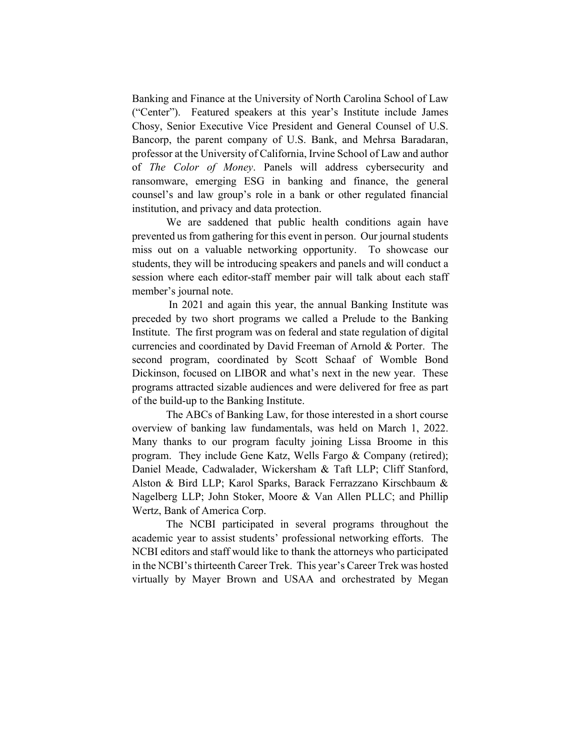Banking and Finance at the University of North Carolina School of Law ("Center"). Featured speakers at this year's Institute include James Chosy, Senior Executive Vice President and General Counsel of U.S. Bancorp, the parent company of U.S. Bank, and Mehrsa Baradaran, professor at the University of California, Irvine School of Law and author of *The Color of Money*. Panels will address cybersecurity and ransomware, emerging ESG in banking and finance, the general counsel's and law group's role in a bank or other regulated financial institution, and privacy and data protection.

We are saddened that public health conditions again have prevented us from gathering for this event in person. Our journal students miss out on a valuable networking opportunity. To showcase our students, they will be introducing speakers and panels and will conduct a session where each editor-staff member pair will talk about each staff member's journal note.

In 2021 and again this year, the annual Banking Institute was preceded by two short programs we called a Prelude to the Banking Institute. The first program was on federal and state regulation of digital currencies and coordinated by David Freeman of Arnold & Porter. The second program, coordinated by Scott Schaaf of Womble Bond Dickinson, focused on LIBOR and what's next in the new year. These programs attracted sizable audiences and were delivered for free as part of the build-up to the Banking Institute.

The ABCs of Banking Law, for those interested in a short course overview of banking law fundamentals, was held on March 1, 2022. Many thanks to our program faculty joining Lissa Broome in this program. They include Gene Katz, Wells Fargo & Company (retired); Daniel Meade, Cadwalader, Wickersham & Taft LLP; Cliff Stanford, Alston & Bird LLP; Karol Sparks, Barack Ferrazzano Kirschbaum & Nagelberg LLP; John Stoker, Moore & Van Allen PLLC; and Phillip Wertz, Bank of America Corp.

The NCBI participated in several programs throughout the academic year to assist students' professional networking efforts. The NCBI editors and staff would like to thank the attorneys who participated in the NCBI's thirteenth Career Trek. This year's Career Trek was hosted virtually by Mayer Brown and USAA and orchestrated by Megan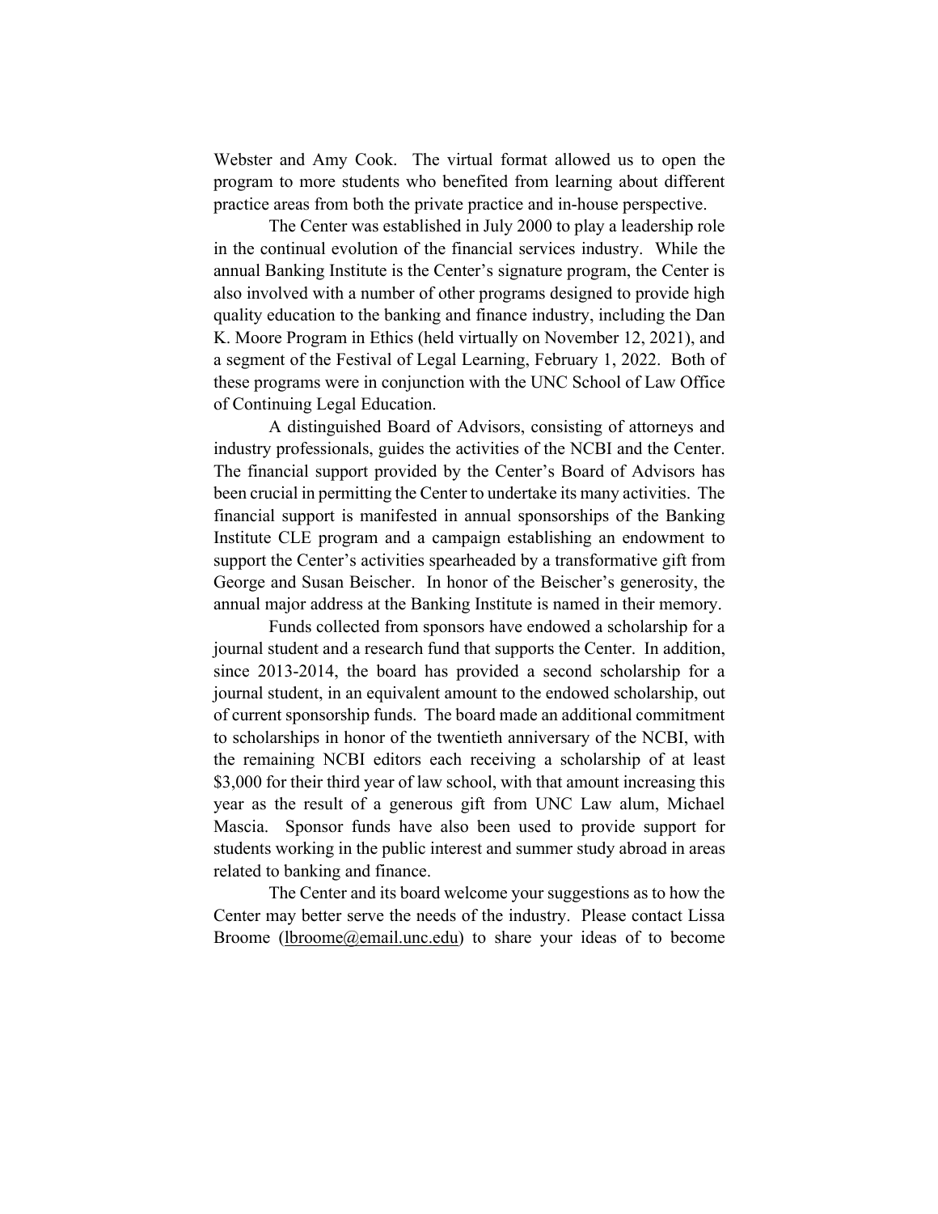Webster and Amy Cook. The virtual format allowed us to open the program to more students who benefited from learning about different practice areas from both the private practice and in-house perspective.

The Center was established in July 2000 to play a leadership role in the continual evolution of the financial services industry. While the annual Banking Institute is the Center's signature program, the Center is also involved with a number of other programs designed to provide high quality education to the banking and finance industry, including the Dan K. Moore Program in Ethics (held virtually on November 12, 2021), and a segment of the Festival of Legal Learning, February 1, 2022. Both of these programs were in conjunction with the UNC School of Law Office of Continuing Legal Education.

A distinguished Board of Advisors, consisting of attorneys and industry professionals, guides the activities of the NCBI and the Center. The financial support provided by the Center's Board of Advisors has been crucial in permitting the Center to undertake its many activities. The financial support is manifested in annual sponsorships of the Banking Institute CLE program and a campaign establishing an endowment to support the Center's activities spearheaded by a transformative gift from George and Susan Beischer. In honor of the Beischer's generosity, the annual major address at the Banking Institute is named in their memory.

Funds collected from sponsors have endowed a scholarship for a journal student and a research fund that supports the Center. In addition, since 2013-2014, the board has provided a second scholarship for a journal student, in an equivalent amount to the endowed scholarship, out of current sponsorship funds. The board made an additional commitment to scholarships in honor of the twentieth anniversary of the NCBI, with the remaining NCBI editors each receiving a scholarship of at least $3,000 for their third year of law school, with that amount increasing this year as the result of a generous gift from UNC Law alum, Michael Mascia. Sponsor funds have also been used to provide support for students working in the public interest and summer study abroad in areas related to banking and finance.

The Center and its board welcome your suggestions as to how the Center may better serve the needs of the industry. Please contact Lissa Broome (lbroome@email.unc.edu) to share your ideas of to become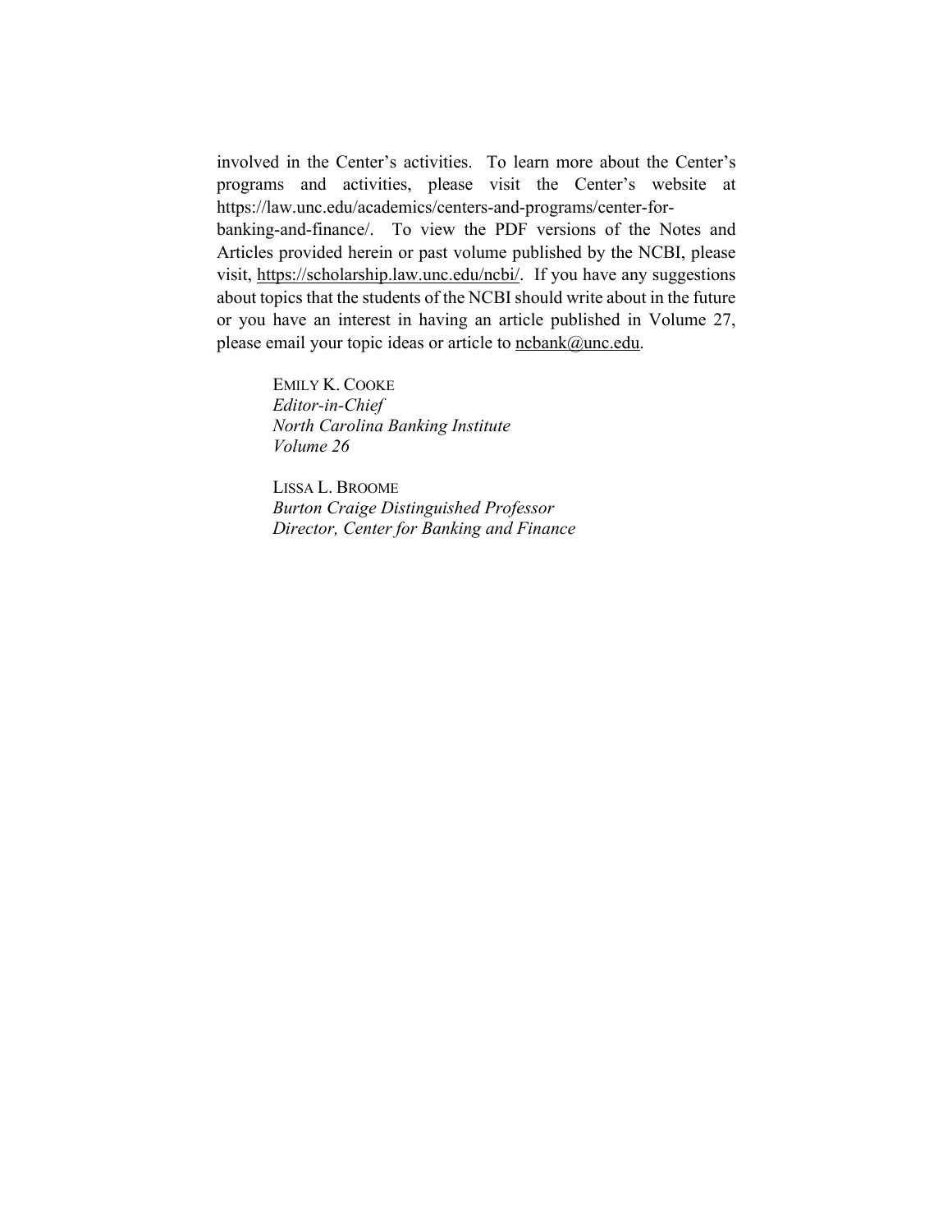involved in the Center's activities. To learn more about the Center's programs and activities, please visit the Center's website at https://law.unc.edu/academics/centers-and-programs/center-for-banking-and-finance/. To view the PDF versions of the Notes and Articles provided herein or past volume published by the NCBI, please visit, https://scholarship.law.unc.edu/ncbi/. If you have any suggestions about topics that the students of the NCBI should write about in the future or you have an interest in having an article published in Volume 27, please email your topic ideas or article to ncbank@unc.edu.

EMILY K. COOKE
*Editor-in-Chief*
*North Carolina Banking Institute*
*Volume 26*

LISSA L. BROOME
*Burton Craige Distinguished Professor*
*Director, Center for Banking and Finance*